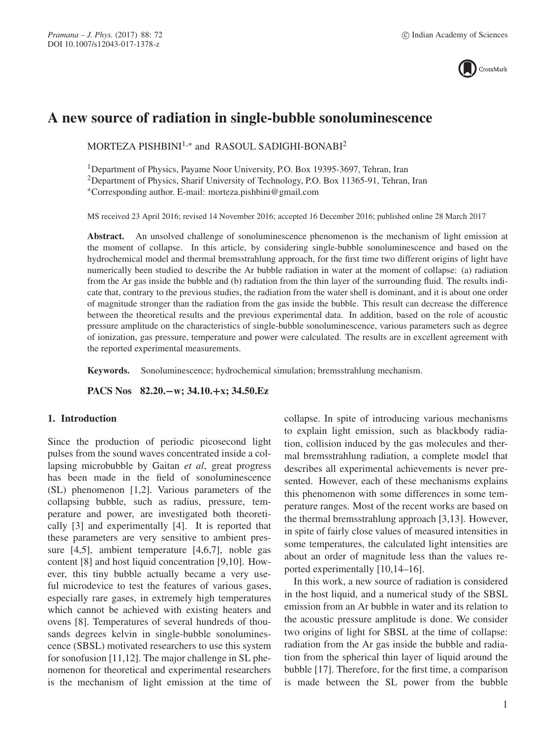# A new source of radiation in single-bubble sonoluminescence

MORTEZA PISHBINI[1,*] and RASOUL SADIGHI-BONABI[2]

[1]Department of Physics, Payame Noor University, P.O. Box 19395-3697, Tehran, Iran
[2]Department of Physics, Sharif University of Technology, P.O. Box 11365-91, Tehran, Iran
*Corresponding author. E-mail: morteza.pishbini@gmail.com

MS received 23 April 2016; revised 14 November 2016; accepted 16 December 2016; published online 28 March 2017

**Abstract.** An unsolved challenge of sonoluminescence phenomenon is the mechanism of light emission at the moment of collapse. In this article, by considering single-bubble sonoluminescence and based on the hydrochemical model and thermal bremsstrahlung approach, for the first time two different origins of light have numerically been studied to describe the Ar bubble radiation in water at the moment of collapse: (a) radiation from the Ar gas inside the bubble and (b) radiation from the thin layer of the surrounding fluid. The results indicate that, contrary to the previous studies, the radiation from the water shell is dominant, and it is about one order of magnitude stronger than the radiation from the gas inside the bubble. This result can decrease the difference between the theoretical results and the previous experimental data. In addition, based on the role of acoustic pressure amplitude on the characteristics of single-bubble sonoluminescence, various parameters such as degree of ionization, gas pressure, temperature and power were calculated. The results are in excellent agreement with the reported experimental measurements.

**Keywords.** Sonoluminescence; hydrochemical simulation; bremsstrahlung mechanism.

**PACS Nos** 82.20.−w; 34.10.+x; 34.50.Ez

## 1. Introduction

Since the production of periodic picosecond light pulses from the sound waves concentrated inside a collapsing microbubble by Gaitan *et al*, great progress has been made in the field of sonoluminescence (SL) phenomenon [1,2]. Various parameters of the collapsing bubble, such as radius, pressure, temperature and power, are investigated both theoretically [3] and experimentally [4]. It is reported that these parameters are very sensitive to ambient pressure [4,5], ambient temperature [4,6,7], noble gas content [8] and host liquid concentration [9,10]. However, this tiny bubble actually became a very useful microdevice to test the features of various gases, especially rare gases, in extremely high temperatures which cannot be achieved with existing heaters and ovens [8]. Temperatures of several hundreds of thousands degrees kelvin in single-bubble sonoluminescence (SBSL) motivated researchers to use this system for sonofusion [11,12]. The major challenge in SL phenomenon for theoretical and experimental researchers is the mechanism of light emission at the time of collapse. In spite of introducing various mechanisms to explain light emission, such as blackbody radiation, collision induced by the gas molecules and thermal bremsstrahlung radiation, a complete model that describes all experimental achievements is never presented. However, each of these mechanisms explains this phenomenon with some differences in some temperature ranges. Most of the recent works are based on the thermal bremsstrahlung approach [3,13]. However, in spite of fairly close values of measured intensities in some temperatures, the calculated light intensities are about an order of magnitude less than the values reported experimentally [10,14–16].

In this work, a new source of radiation is considered in the host liquid, and a numerical study of the SBSL emission from an Ar bubble in water and its relation to the acoustic pressure amplitude is done. We consider two origins of light for SBSL at the time of collapse: radiation from the Ar gas inside the bubble and radiation from the spherical thin layer of liquid around the bubble [17]. Therefore, for the first time, a comparison is made between the SL power from the bubble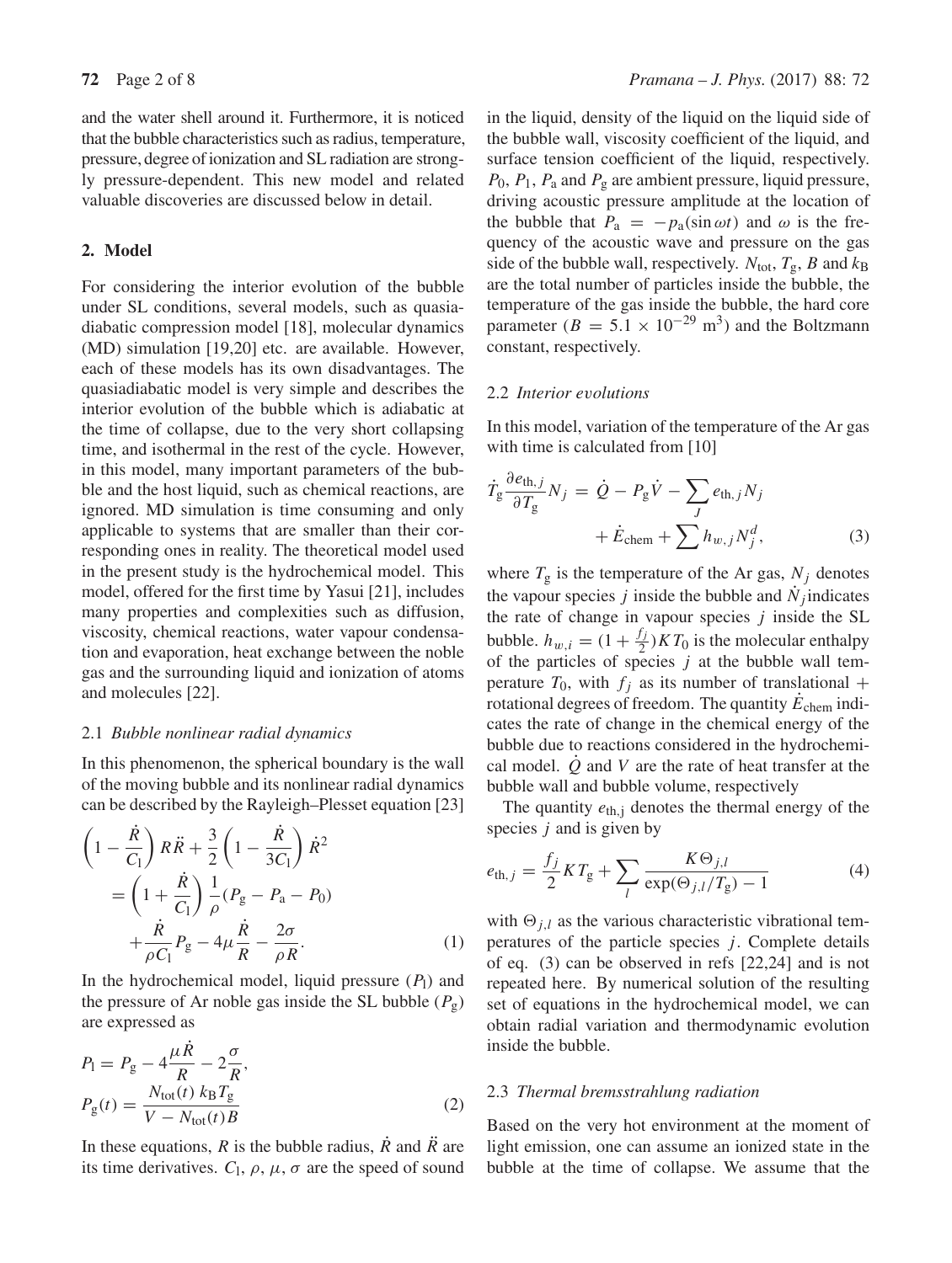and the water shell around it. Furthermore, it is noticed that the bubble characteristics such as radius, temperature, pressure, degree of ionization and SL radiation are strongly pressure-dependent. This new model and related valuable discoveries are discussed below in detail.

## 2. Model

For considering the interior evolution of the bubble under SL conditions, several models, such as quasiadiabatic compression model [18], molecular dynamics (MD) simulation [19,20] etc. are available. However, each of these models has its own disadvantages. The quasiadiabatic model is very simple and describes the interior evolution of the bubble which is adiabatic at the time of collapse, due to the very short collapsing time, and isothermal in the rest of the cycle. However, in this model, many important parameters of the bubble and the host liquid, such as chemical reactions, are ignored. MD simulation is time consuming and only applicable to systems that are smaller than their corresponding ones in reality. The theoretical model used in the present study is the hydrochemical model. This model, offered for the first time by Yasui [21], includes many properties and complexities such as diffusion, viscosity, chemical reactions, water vapour condensation and evaporation, heat exchange between the noble gas and the surrounding liquid and ionization of atoms and molecules [22].

### 2.1 *Bubble nonlinear radial dynamics*

In this phenomenon, the spherical boundary is the wall of the moving bubble and its nonlinear radial dynamics can be described by the Rayleigh–Plesset equation [23]

$$\left(1-\frac{\dot{R}}{C_1}\right)R\ddot{R}+\frac{3}{2}\left(1-\frac{\dot{R}}{3C_1}\right)\dot{R}^2 = \left(1+\frac{\dot{R}}{C_1}\right)\frac{1}{\rho}(P_g-P_a-P_0) + \frac{\dot{R}}{\rho C_1}P_g - 4\mu\frac{\dot{R}}{R} - \frac{2\sigma}{\rho R}. \quad (1)$$

In the hydrochemical model, liquid pressure ($P_l$) and the pressure of Ar noble gas inside the SL bubble ($P_g$) are expressed as

$$P_l = P_g - 4\frac{\mu\dot{R}}{R} - 2\frac{\sigma}{R},$$
$$P_g(t) = \frac{N_{tot}(t)\,k_B T_g}{V - N_{tot}(t)B} \quad (2)$$

In these equations, $R$ is the bubble radius, $\dot{R}$ and $\ddot{R}$ are its time derivatives. $C_l$, $\rho$, $\mu$, $\sigma$ are the speed of sound in the liquid, density of the liquid on the liquid side of the bubble wall, viscosity coefficient of the liquid, and surface tension coefficient of the liquid, respectively. $P_0$, $P_1$, $P_a$ and $P_g$ are ambient pressure, liquid pressure, driving acoustic pressure amplitude at the location of the bubble that $P_a = -p_a(\sin\omega t)$ and $\omega$ is the frequency of the acoustic wave and pressure on the gas side of the bubble wall, respectively. $N_{tot}$, $T_g$, $B$ and $k_B$ are the total number of particles inside the bubble, the temperature of the gas inside the bubble, the hard core parameter ($B = 5.1 \times 10^{-29}$ m$^3$) and the Boltzmann constant, respectively.

### 2.2 *Interior evolutions*

In this model, variation of the temperature of the Ar gas with time is calculated from [10]

$$\dot{T}_g\frac{\partial e_{th,j}}{\partial T_g}N_j = \dot{Q} - P_g\dot{V} - \sum_J e_{th,j}\dot{N}_j + \dot{E}_{chem} + \sum h_{w,j}N_j^d, \quad (3)$$

where $T_g$ is the temperature of the Ar gas, $N_j$ denotes the vapour species $j$ inside the bubble and $\dot{N}_j$ indicates the rate of change in vapour species $j$ inside the SL bubble. $h_{w,i} = (1+\frac{f_j}{2})KT_0$ is the molecular enthalpy of the particles of species $j$ at the bubble wall temperature $T_0$, with $f_j$ as its number of translational + rotational degrees of freedom. The quantity $\dot{E}_{chem}$ indicates the rate of change in the chemical energy of the bubble due to reactions considered in the hydrochemical model. $\dot{Q}$ and $V$ are the rate of heat transfer at the bubble wall and bubble volume, respectively

The quantity $e_{th,j}$ denotes the thermal energy of the species $j$ and is given by

$$e_{th,j} = \frac{f_j}{2}KT_g + \sum_l \frac{K\Theta_{j,l}}{\exp(\Theta_{j,l}/T_g)-1} \quad (4)$$

with $\Theta_{j,l}$ as the various characteristic vibrational temperatures of the particle species $j$. Complete details of eq. (3) can be observed in refs [22,24] and is not repeated here. By numerical solution of the resulting set of equations in the hydrochemical model, we can obtain radial variation and thermodynamic evolution inside the bubble.

### 2.3 *Thermal bremsstrahlung radiation*

Based on the very hot environment at the moment of light emission, one can assume an ionized state in the bubble at the time of collapse. We assume that the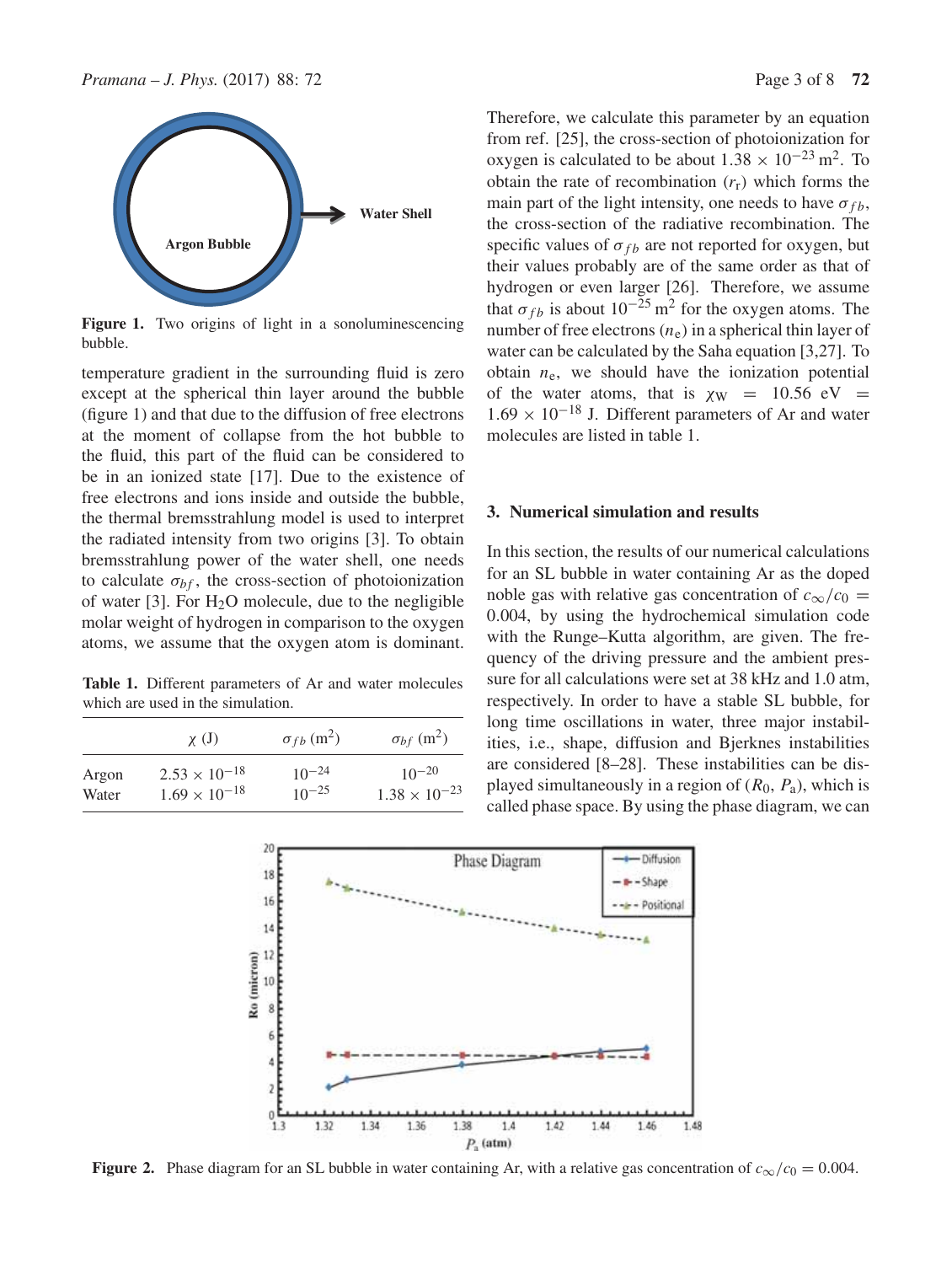Figure 1. Two origins of light in a sonoluminescencing bubble.

temperature gradient in the surrounding fluid is zero except at the spherical thin layer around the bubble (figure 1) and that due to the diffusion of free electrons at the moment of collapse from the hot bubble to the fluid, this part of the fluid can be considered to be in an ionized state [17]. Due to the existence of free electrons and ions inside and outside the bubble, the thermal bremsstrahlung model is used to interpret the radiated intensity from two origins [3]. To obtain bremsstrahlung power of the water shell, one needs to calculate $\sigma_{bf}$, the cross-section of photoionization of water [3]. For $H_2O$ molecule, due to the negligible molar weight of hydrogen in comparison to the oxygen atoms, we assume that the oxygen atom is dominant.

Table 1. Different parameters of Ar and water molecules which are used in the simulation.

| | $\chi$ (J) | $\sigma_{fb}$ (m$^2$) | $\sigma_{bf}$ (m$^2$) |
|---|---|---|---|
| Argon | $2.53 \times 10^{-18}$ | $10^{-24}$ | $10^{-20}$ |
| Water | $1.69 \times 10^{-18}$ | $10^{-25}$ | $1.38 \times 10^{-23}$ |

Therefore, we calculate this parameter by an equation from ref. [25], the cross-section of photoionization for oxygen is calculated to be about $1.38 \times 10^{-23}$ m$^2$. To obtain the rate of recombination ($r_r$) which forms the main part of the light intensity, one needs to have $\sigma_{fb}$, the cross-section of the radiative recombination. The specific values of $\sigma_{fb}$ are not reported for oxygen, but their values probably are of the same order as that of hydrogen or even larger [26]. Therefore, we assume that $\sigma_{fb}$ is about $10^{-25}$ m$^2$ for the oxygen atoms. The number of free electrons ($n_e$) in a spherical thin layer of water can be calculated by the Saha equation [3,27]. To obtain $n_e$, we should have the ionization potential of the water atoms, that is $\chi_W = 10.56$ eV $= 1.69 \times 10^{-18}$ J. Different parameters of Ar and water molecules are listed in table 1.

## 3. Numerical simulation and results

In this section, the results of our numerical calculations for an SL bubble in water containing Ar as the doped noble gas with relative gas concentration of $c_\infty/c_0 = 0.004$, by using the hydrochemical simulation code with the Runge–Kutta algorithm, are given. The frequency of the driving pressure and the ambient pressure for all calculations were set at 38 kHz and 1.0 atm, respectively. In order to have a stable SL bubble, for long time oscillations in water, three major instabilities, i.e., shape, diffusion and Bjerknes instabilities are considered [8–28]. These instabilities can be displayed simultaneously in a region of ($R_0$, $P_a$), which is called phase space. By using the phase diagram, we can

Figure 2. Phase diagram for an SL bubble in water containing Ar, with a relative gas concentration of $c_\infty/c_0 = 0.004$.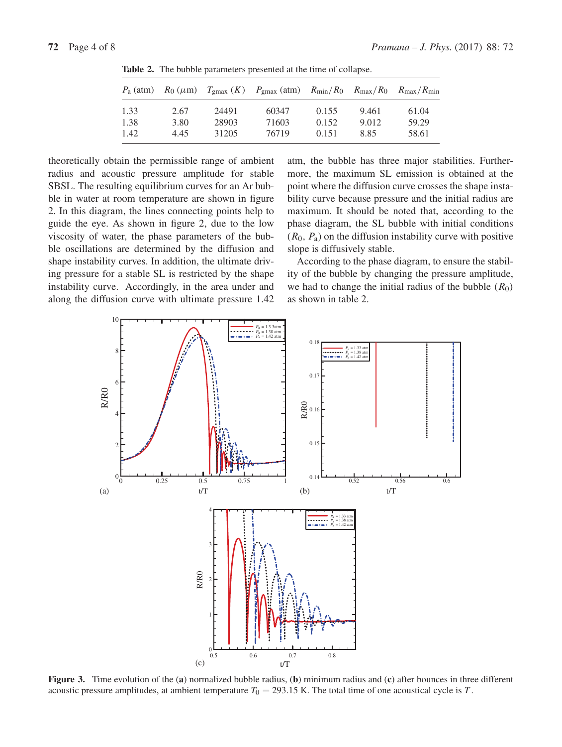**Table 2.** The bubble parameters presented at the time of collapse.

| $P_a$ (atm) | $R_0$ ($\mu$m) | $T_{gmax}$ ($K$) | $P_{gmax}$ (atm) | $R_{min}/R_0$ | $R_{max}/R_0$ | $R_{max}/R_{min}$ |
|---|---|---|---|---|---|---|
| 1.33 | 2.67 | 24491 | 60347 | 0.155 | 9.461 | 61.04 |
| 1.38 | 3.80 | 28903 | 71603 | 0.152 | 9.012 | 59.29 |
| 1.42 | 4.45 | 31205 | 76719 | 0.151 | 8.85 | 58.61 |

theoretically obtain the permissible range of ambient radius and acoustic pressure amplitude for stable SBSL. The resulting equilibrium curves for an Ar bubble in water at room temperature are shown in figure 2. In this diagram, the lines connecting points help to guide the eye. As shown in figure 2, due to the low viscosity of water, the phase parameters of the bubble oscillations are determined by the diffusion and shape instability curves. In addition, the ultimate driving pressure for a stable SL is restricted by the shape instability curve. Accordingly, in the area under and along the diffusion curve with ultimate pressure 1.42 atm, the bubble has three major stabilities. Furthermore, the maximum SL emission is obtained at the point where the diffusion curve crosses the shape instability curve because pressure and the initial radius are maximum. It should be noted that, according to the phase diagram, the SL bubble with initial conditions ($R_0$, $P_a$) on the diffusion instability curve with positive slope is diffusively stable.

According to the phase diagram, to ensure the stability of the bubble by changing the pressure amplitude, we had to change the initial radius of the bubble ($R_0$) as shown in table 2.

**Figure 3.** Time evolution of the (**a**) normalized bubble radius, (**b**) minimum radius and (**c**) after bounces in three different acoustic pressure amplitudes, at ambient temperature $T_0 = 293.15$ K. The total time of one acoustical cycle is $T$.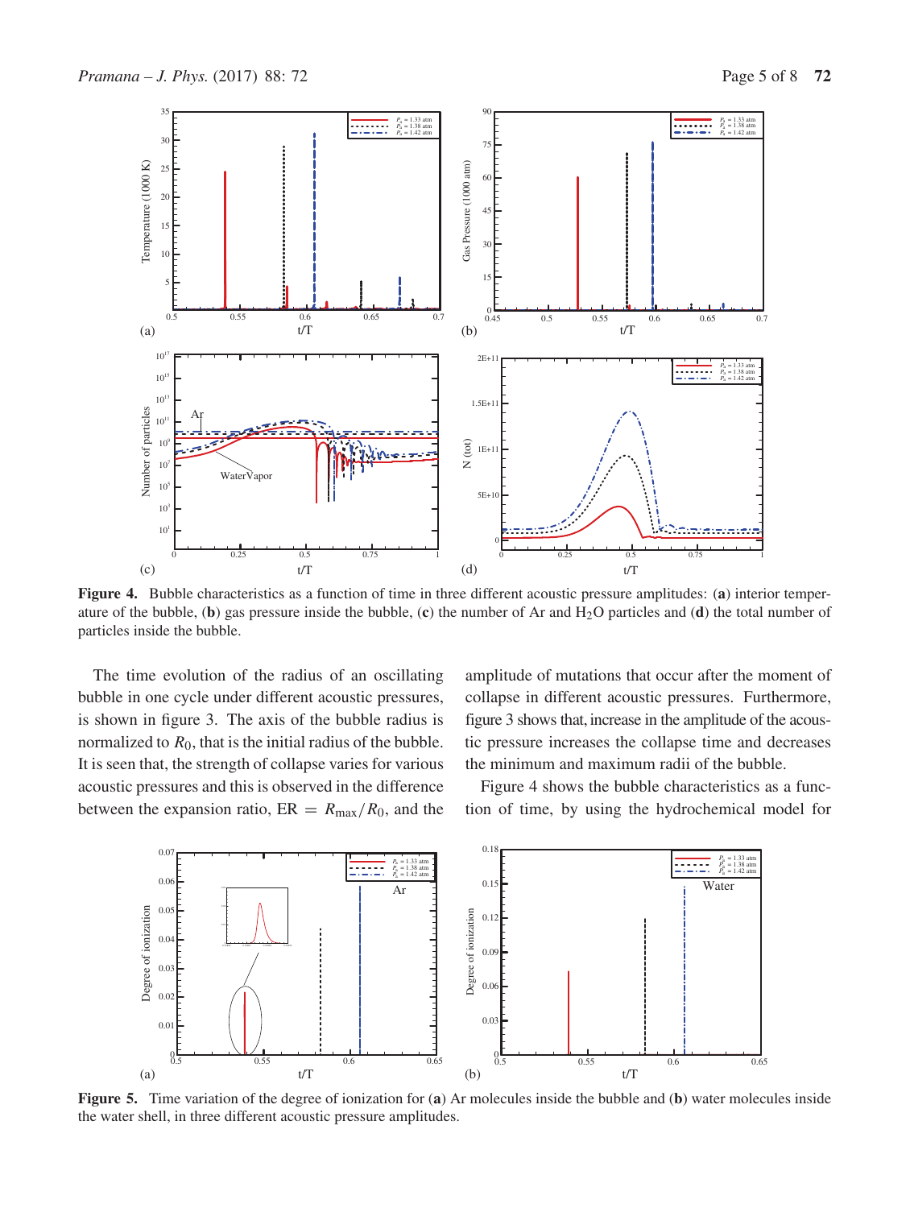**Figure 4.** Bubble characteristics as a function of time in three different acoustic pressure amplitudes: (**a**) interior temperature of the bubble, (**b**) gas pressure inside the bubble, (**c**) the number of Ar and $H_2O$ particles and (**d**) the total number of particles inside the bubble.

The time evolution of the radius of an oscillating bubble in one cycle under different acoustic pressures, is shown in figure 3. The axis of the bubble radius is normalized to $R_0$, that is the initial radius of the bubble. It is seen that, the strength of collapse varies for various acoustic pressures and this is observed in the difference between the expansion ratio, ER $= R_{max}/R_0$, and the amplitude of mutations that occur after the moment of collapse in different acoustic pressures. Furthermore, figure 3 shows that, increase in the amplitude of the acoustic pressure increases the collapse time and decreases the minimum and maximum radii of the bubble.

Figure 4 shows the bubble characteristics as a function of time, by using the hydrochemical model for

**Figure 5.** Time variation of the degree of ionization for (**a**) Ar molecules inside the bubble and (**b**) water molecules inside the water shell, in three different acoustic pressure amplitudes.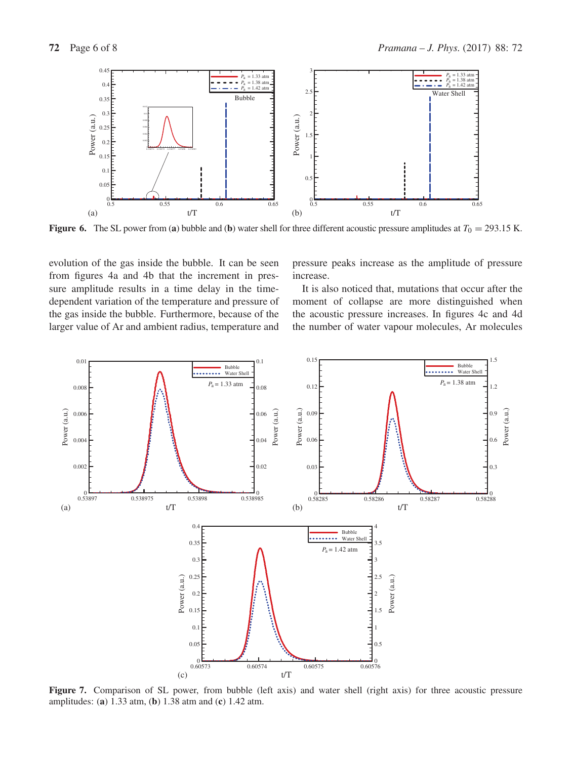Figure 6. The SL power from (a) bubble and (b) water shell for three different acoustic pressure amplitudes at $T_0 = 293.15$ K.

evolution of the gas inside the bubble. It can be seen from figures 4a and 4b that the increment in pressure amplitude results in a time delay in the time-dependent variation of the temperature and pressure of the gas inside the bubble. Furthermore, because of the larger value of Ar and ambient radius, temperature and pressure peaks increase as the amplitude of pressure increase.

It is also noticed that, mutations that occur after the moment of collapse are more distinguished when the acoustic pressure increases. In figures 4c and 4d the number of water vapour molecules, Ar molecules

Figure 7. Comparison of SL power, from bubble (left axis) and water shell (right axis) for three acoustic pressure amplitudes: (a) 1.33 atm, (b) 1.38 atm and (c) 1.42 atm.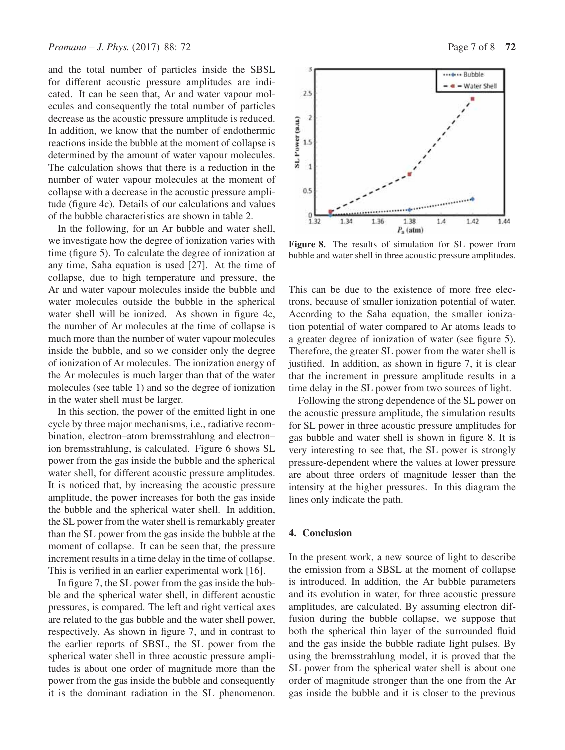and the total number of particles inside the SBSL for different acoustic pressure amplitudes are indicated. It can be seen that, Ar and water vapour molecules and consequently the total number of particles decrease as the acoustic pressure amplitude is reduced. In addition, we know that the number of endothermic reactions inside the bubble at the moment of collapse is determined by the amount of water vapour molecules. The calculation shows that there is a reduction in the number of water vapour molecules at the moment of collapse with a decrease in the acoustic pressure amplitude (figure 4c). Details of our calculations and values of the bubble characteristics are shown in table 2.

In the following, for an Ar bubble and water shell, we investigate how the degree of ionization varies with time (figure 5). To calculate the degree of ionization at any time, Saha equation is used [27]. At the time of collapse, due to high temperature and pressure, the Ar and water vapour molecules inside the bubble and water molecules outside the bubble in the spherical water shell will be ionized. As shown in figure 4c, the number of Ar molecules at the time of collapse is much more than the number of water vapour molecules inside the bubble, and so we consider only the degree of ionization of Ar molecules. The ionization energy of the Ar molecules is much larger than that of the water molecules (see table 1) and so the degree of ionization in the water shell must be larger.

In this section, the power of the emitted light in one cycle by three major mechanisms, i.e., radiative recombination, electron–atom bremsstrahlung and electron–ion bremsstrahlung, is calculated. Figure 6 shows SL power from the gas inside the bubble and the spherical water shell, for different acoustic pressure amplitudes. It is noticed that, by increasing the acoustic pressure amplitude, the power increases for both the gas inside the bubble and the spherical water shell. In addition, the SL power from the water shell is remarkably greater than the SL power from the gas inside the bubble at the moment of collapse. It can be seen that, the pressure increment results in a time delay in the time of collapse. This is verified in an earlier experimental work [16].

In figure 7, the SL power from the gas inside the bubble and the spherical water shell, in different acoustic pressures, is compared. The left and right vertical axes are related to the gas bubble and the water shell power, respectively. As shown in figure 7, and in contrast to the earlier reports of SBSL, the SL power from the spherical water shell in three acoustic pressure amplitudes is about one order of magnitude more than the power from the gas inside the bubble and consequently it is the dominant radiation in the SL phenomenon.

**Figure 8.** The results of simulation for SL power from bubble and water shell in three acoustic pressure amplitudes.

This can be due to the existence of more free electrons, because of smaller ionization potential of water. According to the Saha equation, the smaller ionization potential of water compared to Ar atoms leads to a greater degree of ionization of water (see figure 5). Therefore, the greater SL power from the water shell is justified. In addition, as shown in figure 7, it is clear that the increment in pressure amplitude results in a time delay in the SL power from two sources of light.

Following the strong dependence of the SL power on the acoustic pressure amplitude, the simulation results for SL power in three acoustic pressure amplitudes for gas bubble and water shell is shown in figure 8. It is very interesting to see that, the SL power is strongly pressure-dependent where the values at lower pressure are about three orders of magnitude lesser than the intensity at the higher pressures. In this diagram the lines only indicate the path.

## 4. Conclusion

In the present work, a new source of light to describe the emission from a SBSL at the moment of collapse is introduced. In addition, the Ar bubble parameters and its evolution in water, for three acoustic pressure amplitudes, are calculated. By assuming electron diffusion during the bubble collapse, we suppose that both the spherical thin layer of the surrounded fluid and the gas inside the bubble radiate light pulses. By using the bremsstrahlung model, it is proved that the SL power from the spherical water shell is about one order of magnitude stronger than the one from the Ar gas inside the bubble and it is closer to the previous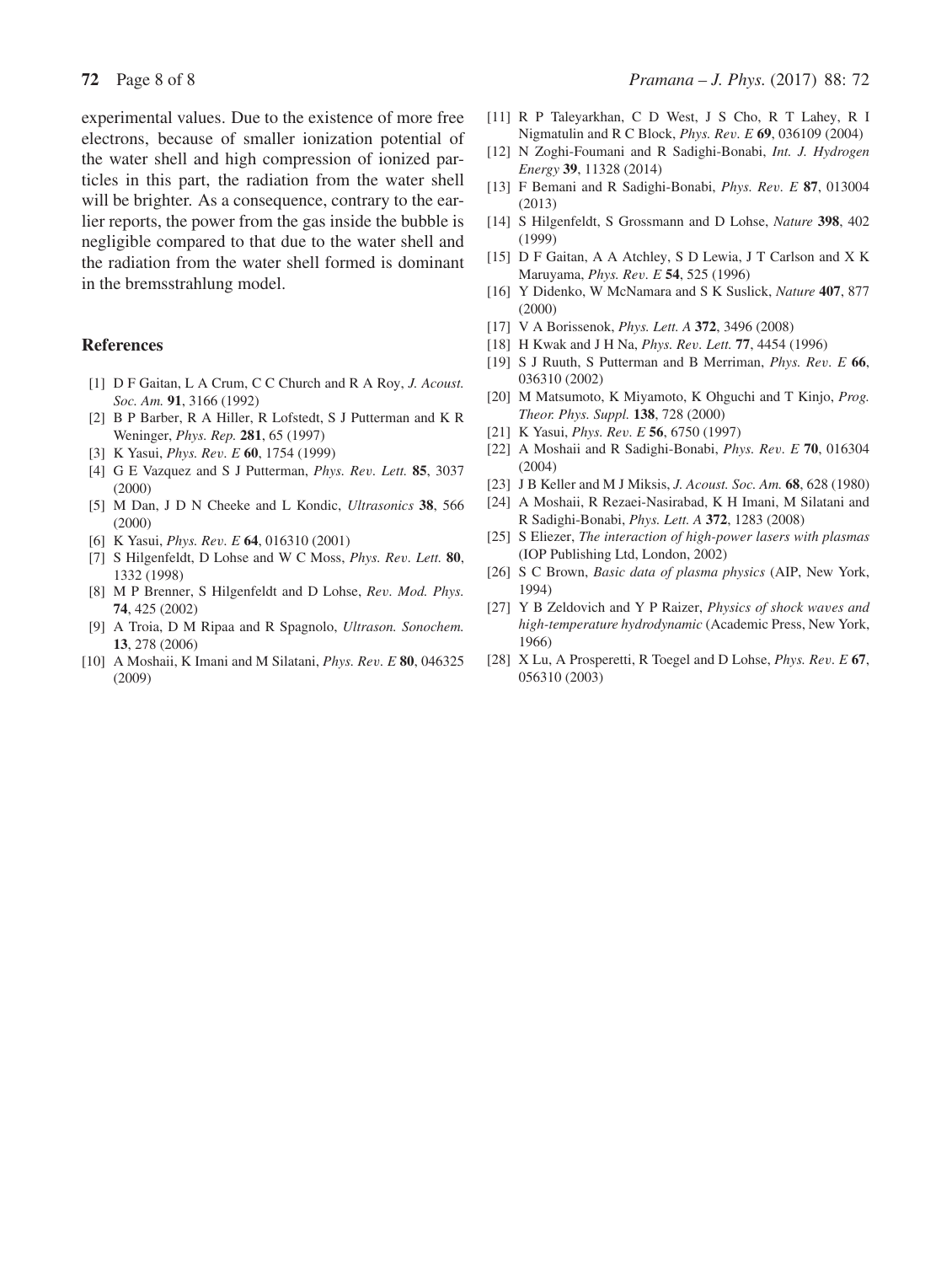experimental values. Due to the existence of more free electrons, because of smaller ionization potential of the water shell and high compression of ionized particles in this part, the radiation from the water shell will be brighter. As a consequence, contrary to the earlier reports, the power from the gas inside the bubble is negligible compared to that due to the water shell and the radiation from the water shell formed is dominant in the bremsstrahlung model.

## References

[1] D F Gaitan, L A Crum, C C Church and R A Roy, *J. Acoust. Soc. Am.* **91**, 3166 (1992)

[2] B P Barber, R A Hiller, R Lofstedt, S J Putterman and K R Weninger, *Phys. Rep.* **281**, 65 (1997)

[3] K Yasui, *Phys. Rev. E* **60**, 1754 (1999)

[4] G E Vazquez and S J Putterman, *Phys. Rev. Lett.* **85**, 3037 (2000)

[5] M Dan, J D N Cheeke and L Kondic, *Ultrasonics* **38**, 566 (2000)

[6] K Yasui, *Phys. Rev. E* **64**, 016310 (2001)

[7] S Hilgenfeldt, D Lohse and W C Moss, *Phys. Rev. Lett.* **80**, 1332 (1998)

[8] M P Brenner, S Hilgenfeldt and D Lohse, *Rev. Mod. Phys.* **74**, 425 (2002)

[9] A Troia, D M Ripaa and R Spagnolo, *Ultrason. Sonochem.* **13**, 278 (2006)

[10] A Moshaii, K Imani and M Silatani, *Phys. Rev. E* **80**, 046325 (2009)

[11] R P Taleyarkhan, C D West, J S Cho, R T Lahey, R I Nigmatulin and R C Block, *Phys. Rev. E* **69**, 036109 (2004)

[12] N Zoghi-Foumani and R Sadighi-Bonabi, *Int. J. Hydrogen Energy* **39**, 11328 (2014)

[13] F Bemani and R Sadighi-Bonabi, *Phys. Rev. E* **87**, 013004 (2013)

[14] S Hilgenfeldt, S Grossmann and D Lohse, *Nature* **398**, 402 (1999)

[15] D F Gaitan, A A Atchley, S D Lewia, J T Carlson and X K Maruyama, *Phys. Rev. E* **54**, 525 (1996)

[16] Y Didenko, W McNamara and S K Suslick, *Nature* **407**, 877 (2000)

[17] V A Borissenok, *Phys. Lett. A* **372**, 3496 (2008)

[18] H Kwak and J H Na, *Phys. Rev. Lett.* **77**, 4454 (1996)

[19] S J Ruuth, S Putterman and B Merriman, *Phys. Rev. E* **66**, 036310 (2002)

[20] M Matsumoto, K Miyamoto, K Ohguchi and T Kinjo, *Prog. Theor. Phys. Suppl.* **138**, 728 (2000)

[21] K Yasui, *Phys. Rev. E* **56**, 6750 (1997)

[22] A Moshaii and R Sadighi-Bonabi, *Phys. Rev. E* **70**, 016304 (2004)

[23] J B Keller and M J Miksis, *J. Acoust. Soc. Am.* **68**, 628 (1980)

[24] A Moshaii, R Rezaei-Nasirabad, K H Imani, M Silatani and R Sadighi-Bonabi, *Phys. Lett. A* **372**, 1283 (2008)

[25] S Eliezer, *The interaction of high-power lasers with plasmas* (IOP Publishing Ltd, London, 2002)

[26] S C Brown, *Basic data of plasma physics* (AIP, New York, 1994)

[27] Y B Zeldovich and Y P Raizer, *Physics of shock waves and high-temperature hydrodynamic* (Academic Press, New York, 1966)

[28] X Lu, A Prosperetti, R Toegel and D Lohse, *Phys. Rev. E* **67**, 056310 (2003)